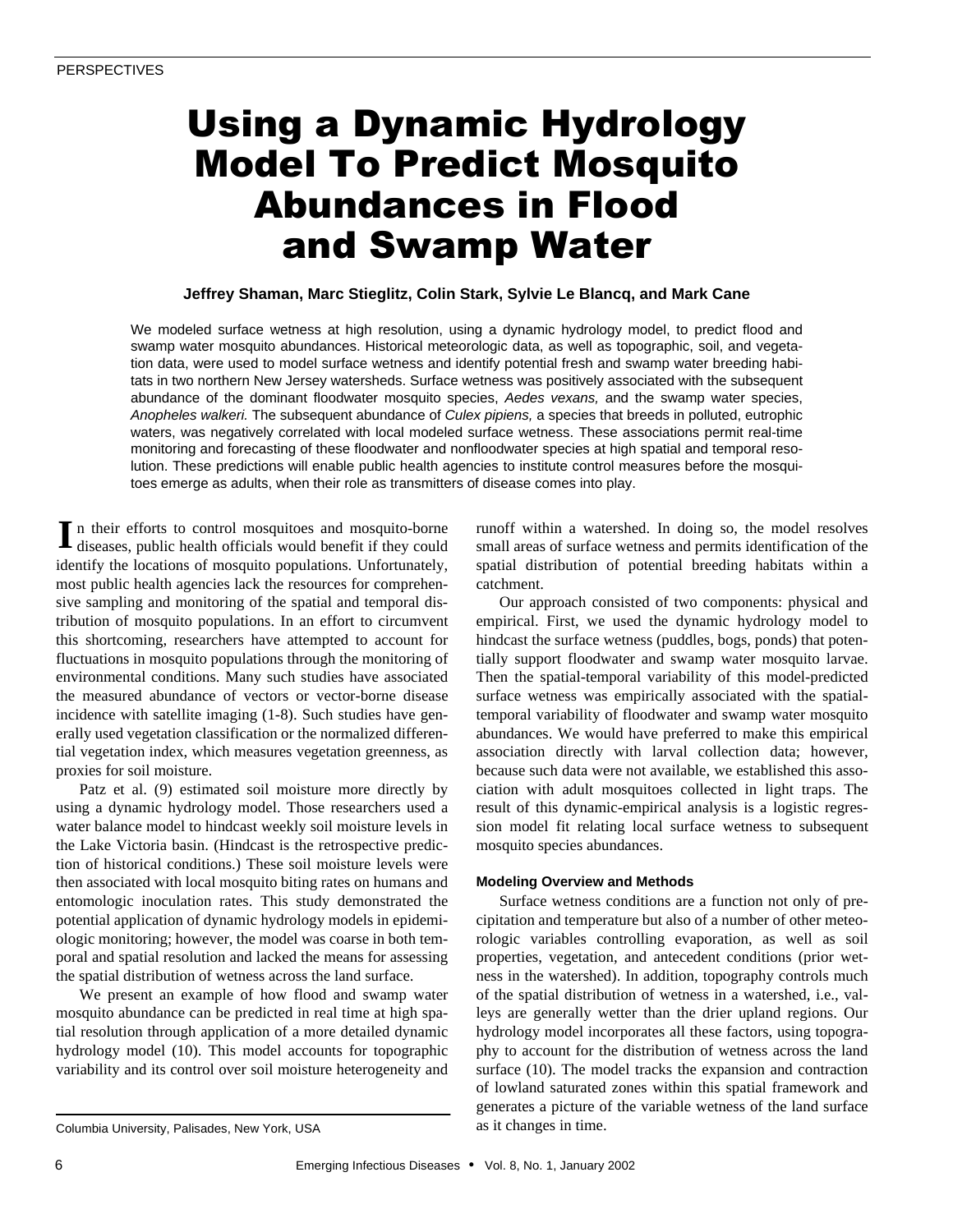PERSPECTIVES

# Using a Dynamic Hydrology Model To Predict Mosquito Abundances in Flood and Swamp Water

**Jeffrey Shaman, Marc Stieglitz, Colin Stark, Sylvie Le Blancq, and Mark Cane**

We modeled surface wetness at high resolution, using a dynamic hydrology model, to predict flood and swamp water mosquito abundances. Historical meteorologic data, as well as topographic, soil, and vegetation data, were used to model surface wetness and identify potential fresh and swamp water breeding habitats in two northern New Jersey watersheds. Surface wetness was positively associated with the subsequent abundance of the dominant floodwater mosquito species, *Aedes vexans,* and the swamp water species, *Anopheles walkeri.* The subsequent abundance of *Culex pipiens,* a species that breeds in polluted, eutrophic waters, was negatively correlated with local modeled surface wetness. These associations permit real-time monitoring and forecasting of these floodwater and nonfloodwater species at high spatial and temporal resolution. These predictions will enable public health agencies to institute control measures before the mosquitoes emerge as adults, when their role as transmitters of disease comes into play.

In their efforts to control mosquitoes and mosquito-borne diseases, public health officials would benefit if they could identify the locations of mosquito populations. Unfortunately, most public health agencies lack the resources for comprehensive sampling and monitoring of the spatial and temporal distribution of mosquito populations. In an effort to circumvent this shortcoming, researchers have attempted to account for fluctuations in mosquito populations through the monitoring of environmental conditions. Many such studies have associated the measured abundance of vectors or vector-borne disease incidence with satellite imaging (1-8). Such studies have generally used vegetation classification or the normalized differential vegetation index, which measures vegetation greenness, as proxies for soil moisture.

Patz et al. (9) estimated soil moisture more directly by using a dynamic hydrology model. Those researchers used a water balance model to hindcast weekly soil moisture levels in the Lake Victoria basin. (Hindcast is the retrospective prediction of historical conditions.) These soil moisture levels were then associated with local mosquito biting rates on humans and entomologic inoculation rates. This study demonstrated the potential application of dynamic hydrology models in epidemiologic monitoring; however, the model was coarse in both temporal and spatial resolution and lacked the means for assessing the spatial distribution of wetness across the land surface.

We present an example of how flood and swamp water mosquito abundance can be predicted in real time at high spatial resolution through application of a more detailed dynamic hydrology model (10). This model accounts for topographic variability and its control over soil moisture heterogeneity and runoff within a watershed. In doing so, the model resolves small areas of surface wetness and permits identification of the spatial distribution of potential breeding habitats within a catchment.

Our approach consisted of two components: physical and empirical. First, we used the dynamic hydrology model to hindcast the surface wetness (puddles, bogs, ponds) that potentially support floodwater and swamp water mosquito larvae. Then the spatial-temporal variability of this model-predicted surface wetness was empirically associated with the spatial-temporal variability of floodwater and swamp water mosquito abundances. We would have preferred to make this empirical association directly with larval collection data; however, because such data were not available, we established this association with adult mosquitoes collected in light traps. The result of this dynamic-empirical analysis is a logistic regression model fit relating local surface wetness to subsequent mosquito species abundances.

#### Modeling Overview and Methods

Surface wetness conditions are a function not only of precipitation and temperature but also of a number of other meteorologic variables controlling evaporation, as well as soil properties, vegetation, and antecedent conditions (prior wetness in the watershed). In addition, topography controls much of the spatial distribution of wetness in a watershed, i.e., valleys are generally wetter than the drier upland regions. Our hydrology model incorporates all these factors, using topography to account for the distribution of wetness across the land surface (10). The model tracks the expansion and contraction of lowland saturated zones within this spatial framework and generates a picture of the variable wetness of the land surface as it changes in time.

Columbia University, Palisades, New York, USA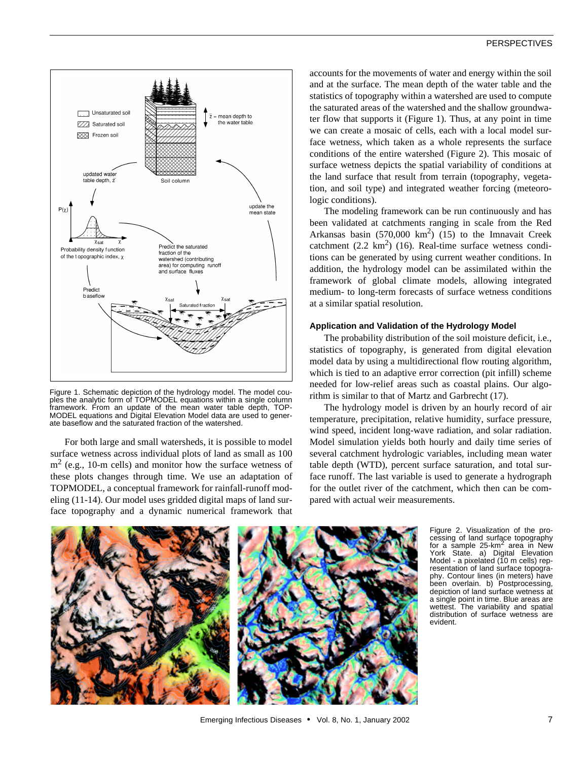Figure 1. Schematic depiction of the hydrology model. The model couples the analytic form of TOPMODEL equations within a single column framework. From an update of the mean water table depth, TOPMODEL equations and Digital Elevation Model data are used to generate baseflow and the saturated fraction of the watershed.

For both large and small watersheds, it is possible to model surface wetness across individual plots of land as small as 100 $m^2$ (e.g., 10-m cells) and monitor how the surface wetness of these plots changes through time. We use an adaptation of TOPMODEL, a conceptual framework for rainfall-runoff modeling (11-14). Our model uses gridded digital maps of land surface topography and a dynamic numerical framework that accounts for the movements of water and energy within the soil and at the surface. The mean depth of the water table and the statistics of topography within a watershed are used to compute the saturated areas of the watershed and the shallow groundwater flow that supports it (Figure 1). Thus, at any point in time we can create a mosaic of cells, each with a local model surface wetness, which taken as a whole represents the surface conditions of the entire watershed (Figure 2). This mosaic of surface wetness depicts the spatial variability of conditions at the land surface that result from terrain (topography, vegetation, and soil type) and integrated weather forcing (meteorologic conditions).

The modeling framework can be run continuously and has been validated at catchments ranging in scale from the Red Arkansas basin (570,000 $km^2$) (15) to the Imnavait Creek catchment (2.2 $km^2$) (16). Real-time surface wetness conditions can be generated by using current weather conditions. In addition, the hydrology model can be assimilated within the framework of global climate models, allowing integrated medium- to long-term forecasts of surface wetness conditions at a similar spatial resolution.

### Application and Validation of the Hydrology Model

The probability distribution of the soil moisture deficit, i.e., statistics of topography, is generated from digital elevation model data by using a multidirectional flow routing algorithm, which is tied to an adaptive error correction (pit infill) scheme needed for low-relief areas such as coastal plains. Our algorithm is similar to that of Martz and Garbrecht (17).

The hydrology model is driven by an hourly record of air temperature, precipitation, relative humidity, surface pressure, wind speed, incident long-wave radiation, and solar radiation. Model simulation yields both hourly and daily time series of several catchment hydrologic variables, including mean water table depth (WTD), percent surface saturation, and total surface runoff. The last variable is used to generate a hydrograph for the outlet river of the catchment, which then can be compared with actual weir measurements.

Figure 2. Visualization of the processing of land surface topography for a sample 25-$km^2$ area in New York State. a) Digital Elevation Model - a pixelated (10 m cells) representation of land surface topography. Contour lines (in meters) have been overlain. b) Postprocessing, depiction of land surface wetness at a single point in time. Blue areas are wettest. The variability and spatial distribution of surface wetness are evident.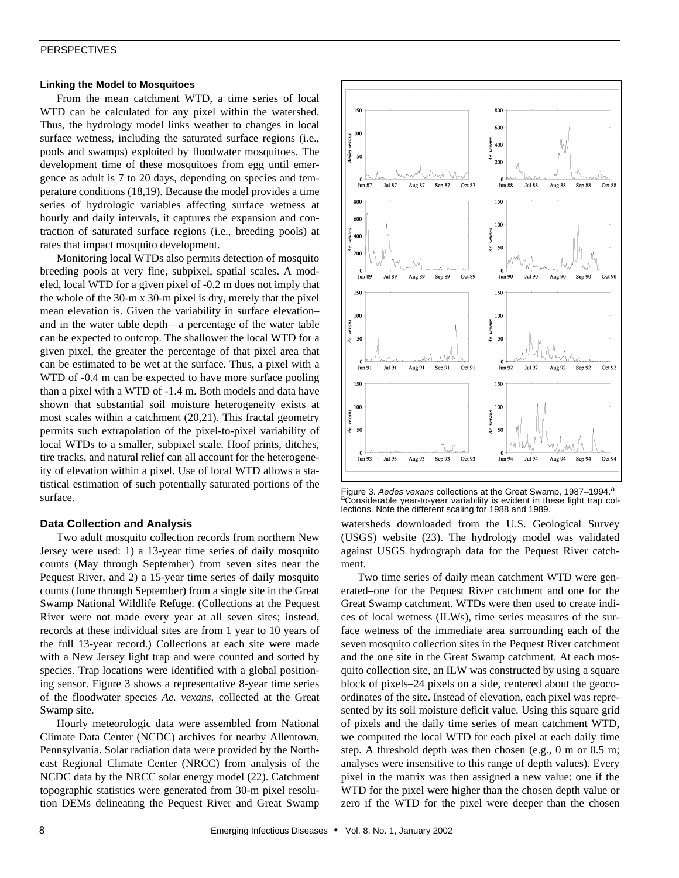### Linking the Model to Mosquitoes

From the mean catchment WTD, a time series of local WTD can be calculated for any pixel within the watershed. Thus, the hydrology model links weather to changes in local surface wetness, including the saturated surface regions (i.e., pools and swamps) exploited by floodwater mosquitoes. The development time of these mosquitoes from egg until emergence as adult is 7 to 20 days, depending on species and temperature conditions (18,19). Because the model provides a time series of hydrologic variables affecting surface wetness at hourly and daily intervals, it captures the expansion and contraction of saturated surface regions (i.e., breeding pools) at rates that impact mosquito development.

Monitoring local WTDs also permits detection of mosquito breeding pools at very fine, subpixel, spatial scales. A modeled, local WTD for a given pixel of -0.2 m does not imply that the whole of the 30-m x 30-m pixel is dry, merely that the pixel mean elevation is. Given the variability in surface elevation–and in the water table depth—a percentage of the water table can be expected to outcrop. The shallower the local WTD for a given pixel, the greater the percentage of that pixel area that can be estimated to be wet at the surface. Thus, a pixel with a WTD of -0.4 m can be expected to have more surface pooling than a pixel with a WTD of -1.4 m. Both models and data have shown that substantial soil moisture heterogeneity exists at most scales within a catchment (20,21). This fractal geometry permits such extrapolation of the pixel-to-pixel variability of local WTDs to a smaller, subpixel scale. Hoof prints, ditches, tire tracks, and natural relief can all account for the heterogeneity of elevation within a pixel. Use of local WTD allows a statistical estimation of such potentially saturated portions of the surface.

Figure 3. *Aedes vexans* collections at the Great Swamp, 1987–1994.[a]
[a]Considerable year-to-year variability is evident in these light trap collections. Note the different scaling for 1988 and 1989.

### Data Collection and Analysis

Two adult mosquito collection records from northern New Jersey were used: 1) a 13-year time series of daily mosquito counts (May through September) from seven sites near the Pequest River, and 2) a 15-year time series of daily mosquito counts (June through September) from a single site in the Great Swamp National Wildlife Refuge. (Collections at the Pequest River were not made every year at all seven sites; instead, records at these individual sites are from 1 year to 10 years of the full 13-year record.) Collections at each site were made with a New Jersey light trap and were counted and sorted by species. Trap locations were identified with a global positioning sensor. Figure 3 shows a representative 8-year time series of the floodwater species *Ae. vexans*, collected at the Great Swamp site.

Hourly meteorologic data were assembled from National Climate Data Center (NCDC) archives for nearby Allentown, Pennsylvania. Solar radiation data were provided by the Northeast Regional Climate Center (NRCC) from analysis of the NCDC data by the NRCC solar energy model (22). Catchment topographic statistics were generated from 30-m pixel resolution DEMs delineating the Pequest River and Great Swamp watersheds downloaded from the U.S. Geological Survey (USGS) website (23). The hydrology model was validated against USGS hydrograph data for the Pequest River catchment.

Two time series of daily mean catchment WTD were generated–one for the Pequest River catchment and one for the Great Swamp catchment. WTDs were then used to create indices of local wetness (ILWs), time series measures of the surface wetness of the immediate area surrounding each of the seven mosquito collection sites in the Pequest River catchment and the one site in the Great Swamp catchment. At each mosquito collection site, an ILW was constructed by using a square block of pixels–24 pixels on a side, centered about the geocoordinates of the site. Instead of elevation, each pixel was represented by its soil moisture deficit value. Using this square grid of pixels and the daily time series of mean catchment WTD, we computed the local WTD for each pixel at each daily time step. A threshold depth was then chosen (e.g., 0 m or 0.5 m; analyses were insensitive to this range of depth values). Every pixel in the matrix was then assigned a new value: one if the WTD for the pixel were higher than the chosen depth value or zero if the WTD for the pixel were deeper than the chosen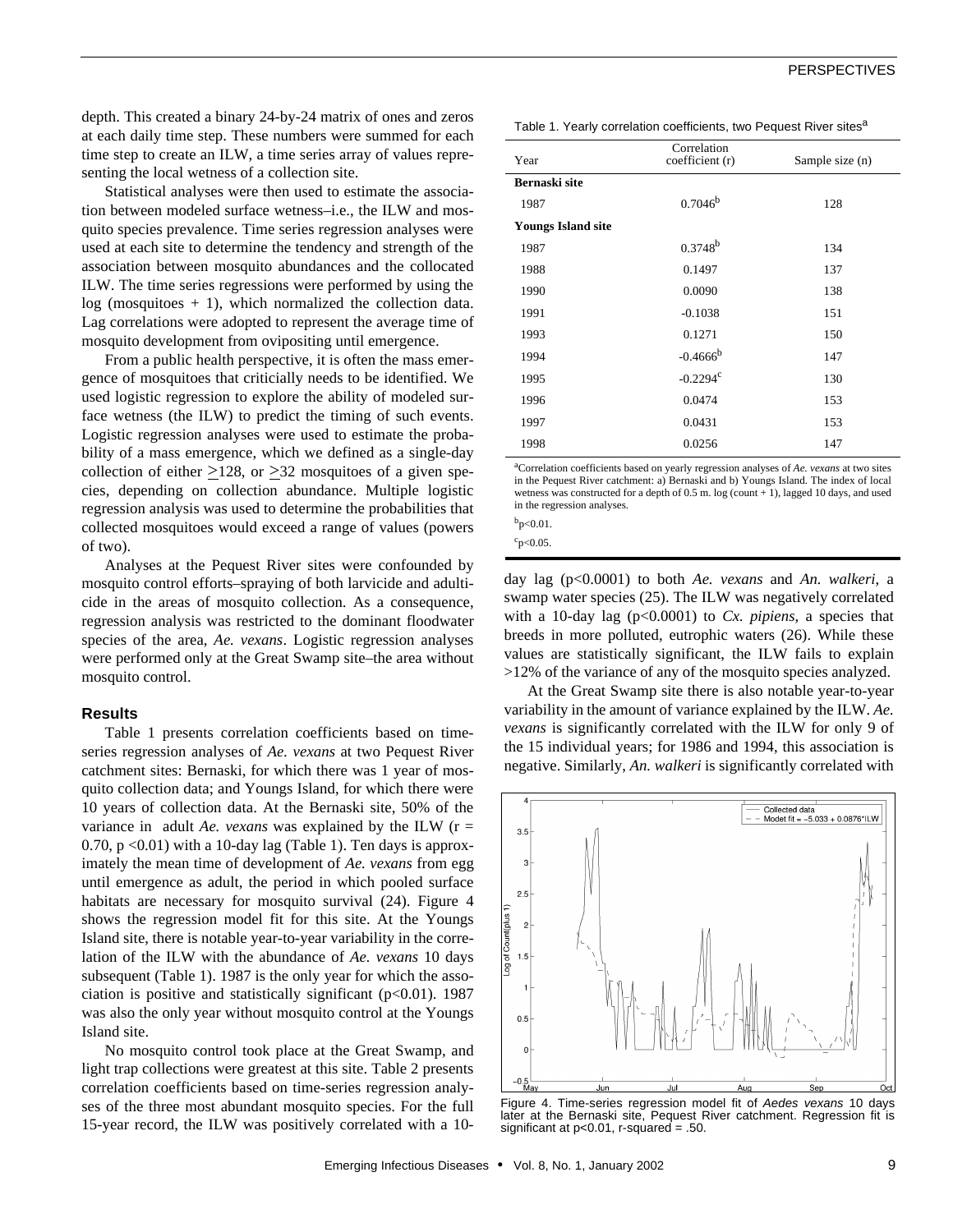depth. This created a binary 24-by-24 matrix of ones and zeros at each daily time step. These numbers were summed for each time step to create an ILW, a time series array of values representing the local wetness of a collection site.

Statistical analyses were then used to estimate the association between modeled surface wetness–i.e., the ILW and mosquito species prevalence. Time series regression analyses were used at each site to determine the tendency and strength of the association between mosquito abundances and the collocated ILW. The time series regressions were performed by using the log (mosquitoes + 1), which normalized the collection data. Lag correlations were adopted to represent the average time of mosquito development from ovipositing until emergence.

From a public health perspective, it is often the mass emergence of mosquitoes that criticially needs to be identified. We used logistic regression to explore the ability of modeled surface wetness (the ILW) to predict the timing of such events. Logistic regression analyses were used to estimate the probability of a mass emergence, which we defined as a single-day collection of either $\geq$128, or $\geq$32 mosquitoes of a given species, depending on collection abundance. Multiple logistic regression analysis was used to determine the probabilities that collected mosquitoes would exceed a range of values (powers of two).

Analyses at the Pequest River sites were confounded by mosquito control efforts–spraying of both larvicide and adulticide in the areas of mosquito collection. As a consequence, regression analysis was restricted to the dominant floodwater species of the area, *Ae. vexans*. Logistic regression analyses were performed only at the Great Swamp site–the area without mosquito control.

## Results

Table 1 presents correlation coefficients based on time-series regression analyses of *Ae. vexans* at two Pequest River catchment sites: Bernaski, for which there was 1 year of mosquito collection data; and Youngs Island, for which there were 10 years of collection data. At the Bernaski site, 50% of the variance in adult *Ae. vexans* was explained by the ILW ($r = 0.70$, $p < 0.01$) with a 10-day lag (Table 1). Ten days is approximately the mean time of development of *Ae. vexans* from egg until emergence as adult, the period in which pooled surface habitats are necessary for mosquito survival (24). Figure 4 shows the regression model fit for this site. At the Youngs Island site, there is notable year-to-year variability in the correlation of the ILW with the abundance of *Ae. vexans* 10 days subsequent (Table 1). 1987 is the only year for which the association is positive and statistically significant ($p<0.01$). 1987 was also the only year without mosquito control at the Youngs Island site.

No mosquito control took place at the Great Swamp, and light trap collections were greatest at this site. Table 2 presents correlation coefficients based on time-series regression analyses of the three most abundant mosquito species. For the full 15-year record, the ILW was positively correlated with a 10-day lag ($p<0.0001$) to both *Ae. vexans* and *An. walkeri*, a swamp water species (25). The ILW was negatively correlated with a 10-day lag ($p<0.0001$) to *Cx. pipiens*, a species that breeds in more polluted, eutrophic waters (26). While these values are statistically significant, the ILW fails to explain >12% of the variance of any of the mosquito species analyzed.

At the Great Swamp site there is also notable year-to-year variability in the amount of variance explained by the ILW. *Ae. vexans* is significantly correlated with the ILW for only 9 of the 15 individual years; for 1986 and 1994, this association is negative. Similarly, *An. walkeri* is significantly correlated with

Table 1. Yearly correlation coefficients, two Pequest River sites[a]

| Year | Correlation coefficient (r) | Sample size (n) |
|---|---|---|
| **Bernaski site** | | |
| 1987 | 0.7046[b] | 128 |
| **Youngs Island site** | | |
| 1987 | 0.3748[b] | 134 |
| 1988 | 0.1497 | 137 |
| 1990 | 0.0090 | 138 |
| 1991 | -0.1038 | 151 |
| 1993 | 0.1271 | 150 |
| 1994 | -0.4666[b] | 147 |
| 1995 | -0.2294[c] | 130 |
| 1996 | 0.0474 | 153 |
| 1997 | 0.0431 | 153 |
| 1998 | 0.0256 | 147 |

[a]Correlation coefficients based on yearly regression analyses of *Ae. vexans* at two sites in the Pequest River catchment: a) Bernaski and b) Youngs Island. The index of local wetness was constructed for a depth of 0.5 m. log (count + 1), lagged 10 days, and used in the regression analyses.

[b]$p<0.01$.

[c]$p<0.05$.

Figure 4. Time-series regression model fit of *Aedes vexans* 10 days later at the Bernaski site, Pequest River catchment. Regression fit is significant at $p<0.01$, r-squared = .50.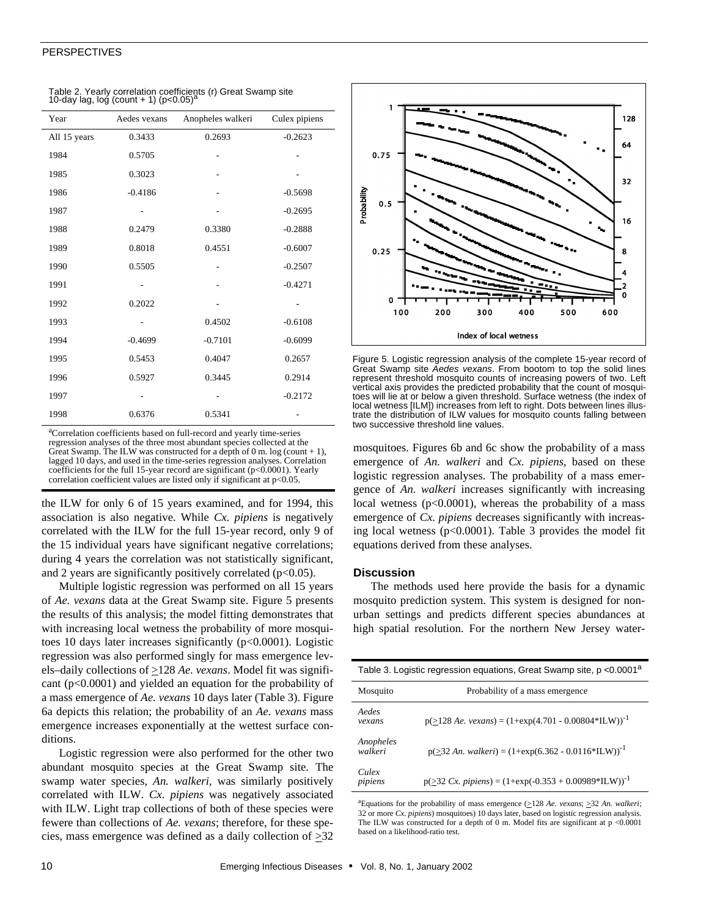Table 2. Yearly correlation coefficients (r) Great Swamp site 10-day lag, log (count + 1) ($p<0.05$)[a]

| Year | Aedes vexans | Anopheles walkeri | Culex pipiens |
|---|---|---|---|
| All 15 years | 0.3433 | 0.2693 | -0.2623 |
| 1984 | 0.5705 | - | - |
| 1985 | 0.3023 | - | - |
| 1986 | -0.4186 | - | -0.5698 |
| 1987 | - | - | -0.2695 |
| 1988 | 0.2479 | 0.3380 | -0.2888 |
| 1989 | 0.8018 | 0.4551 | -0.6007 |
| 1990 | 0.5505 | - | -0.2507 |
| 1991 | - | - | -0.4271 |
| 1992 | 0.2022 | - | - |
| 1993 | - | 0.4502 | -0.6108 |
| 1994 | -0.4699 | -0.7101 | -0.6099 |
| 1995 | 0.5453 | 0.4047 | 0.2657 |
| 1996 | 0.5927 | 0.3445 | 0.2914 |
| 1997 | - | - | -0.2172 |
| 1998 | 0.6376 | 0.5341 | - |

[a]Correlation coefficients based on full-record and yearly time-series regression analyses of the three most abundant species collected at the Great Swamp. The ILW was constructed for a depth of 0 m. log (count + 1), lagged 10 days, and used in the time-series regression analyses. Correlation coefficients for the full 15-year record are significant ($p<0.0001$). Yearly correlation coefficient values are listed only if significant at $p<0.05$.

the ILW for only 6 of 15 years examined, and for 1994, this association is also negative. While *Cx. pipiens* is negatively correlated with the ILW for the full 15-year record, only 9 of the 15 individual years have significant negative correlations; during 4 years the correlation was not statistically significant, and 2 years are significantly positively correlated ($p<0.05$).

Multiple logistic regression was performed on all 15 years of *Ae. vexans* data at the Great Swamp site. Figure 5 presents the results of this analysis; the model fitting demonstrates that with increasing local wetness the probability of more mosquitoes 10 days later increases significantly ($p<0.0001$). Logistic regression was also performed singly for mass emergence levels–daily collections of $\geq$128 *Ae. vexans*. Model fit was significant ($p<0.0001$) and yielded an equation for the probability of a mass emergence of *Ae. vexans* 10 days later (Table 3). Figure 6a depicts this relation; the probability of an *Ae. vexans* mass emergence increases exponentially at the wettest surface conditions.

Logistic regression were also performed for the other two abundant mosquito species at the Great Swamp site. The swamp water species, *An. walkeri*, was similarly positively correlated with ILW. *Cx. pipiens* was negatively associated with ILW. Light trap collections of both of these species were fewere than collections of *Ae. vexans*; therefore, for these species, mass emergence was defined as a daily collection of $\geq$32

Figure 5. Logistic regression analysis of the complete 15-year record of Great Swamp site *Aedes vexans*. From bootom to top the solid lines represent threshold mosquito counts of increasing powers of two. Left vertical axis provides the predicted probability that the count of mosquitoes will lie at or below a given threshold. Surface wetness (the index of local wetness [ILM]) increases from left to right. Dots between lines illustrate the distribution of ILW values for mosquito counts falling between two successive threshold line values.

mosquitoes. Figures 6b and 6c show the probability of a mass emergence of *An. walkeri* and *Cx. pipiens*, based on these logistic regression analyses. The probability of a mass emergence of *An. walkeri* increases significantly with increasing local wetness ($p<0.0001$), whereas the probability of a mass emergence of *Cx. pipiens* decreases significantly with increasing local wetness ($p<0.0001$). Table 3 provides the model fit equations derived from these analyses.

## Discussion

The methods used here provide the basis for a dynamic mosquito prediction system. This system is designed for nonurban settings and predicts different species abundances at high spatial resolution. For the northern New Jersey water-

Table 3. Logistic regression equations, Great Swamp site, $p<0.0001$[a]

| Mosquito | Probability of a mass emergence |
|---|---|
| *Aedes vexans* | $p(\geq 128\ Ae.\ vexans) = (1+\exp(4.701 - 0.00804 * ILW))^{-1}$ |
| *Anopheles walkeri* | $p(\geq 32\ An.\ walkeri) = (1+\exp(6.362 - 0.0116 * ILW))^{-1}$ |
| *Culex pipiens* | $p(\geq 32\ Cx.\ pipiens) = (1+\exp(-0.353 + 0.00989 * ILW))^{-1}$ |

[a]Equations for the probability of mass emergence ($\geq$128 *Ae. vexans*; $\geq$32 *An. walkeri*; 32 or more *Cx. pipiens*) mosquitoes) 10 days later, based on logistic regression analysis. The ILW was constructed for a depth of 0 m. Model fits are significant at $p<0.0001$ based on a likelihood-ratio test.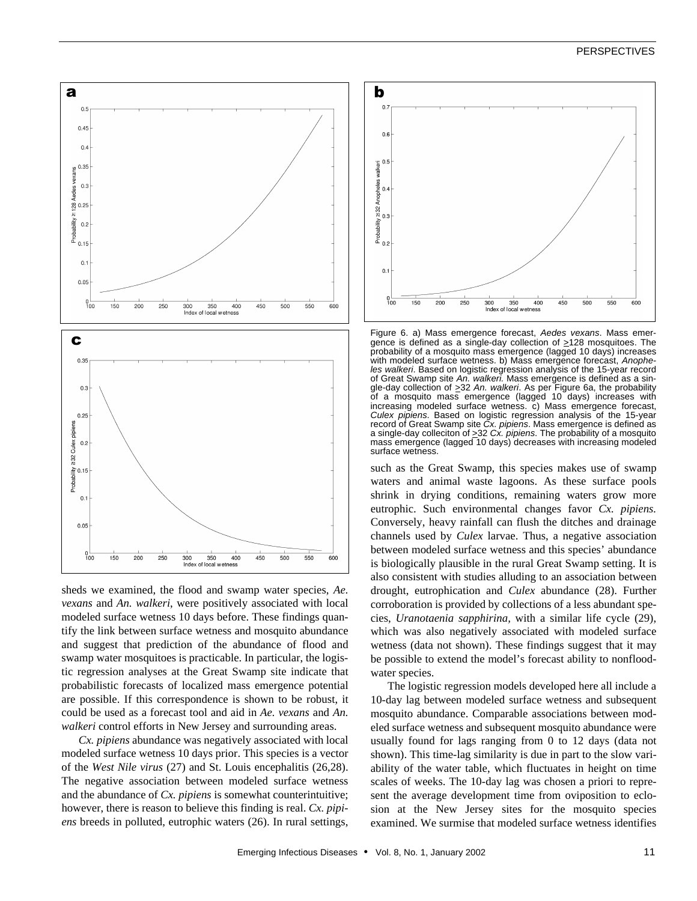Figure 6. a) Mass emergence forecast, *Aedes vexans*. Mass emergence is defined as a single-day collection of ≥128 mosquitoes. The probability of a mosquito mass emergence (lagged 10 days) increases with modeled surface wetness. b) Mass emergence forecast, *Anopheles walkeri*. Based on logistic regression analysis of the 15-year record of Great Swamp site *An. walkeri.* Mass emergence is defined as a single-day collection of ≥32 *An. walkeri*. As per Figure 6a, the probability of a mosquito mass emergence (lagged 10 days) increases with increasing modeled surface wetness. c) Mass emergence forecast, *Culex pipiens*. Based on logistic regression analysis of the 15-year record of Great Swamp site *Cx. pipiens*. Mass emergence is defined as a single-day colleciton of ≥32 *Cx. pipiens*. The probability of a mosquito mass emergence (lagged 10 days) decreases with increasing modeled surface wetness.

sheds we examined, the flood and swamp water species, *Ae. vexans* and *An. walkeri*, were positively associated with local modeled surface wetness 10 days before. These findings quantify the link between surface wetness and mosquito abundance and suggest that prediction of the abundance of flood and swamp water mosquitoes is practicable. In particular, the logistic regression analyses at the Great Swamp site indicate that probabilistic forecasts of localized mass emergence potential are possible. If this correspondence is shown to be robust, it could be used as a forecast tool and aid in *Ae. vexans* and *An. walkeri* control efforts in New Jersey and surrounding areas.

*Cx. pipiens* abundance was negatively associated with local modeled surface wetness 10 days prior. This species is a vector of the *West Nile virus* (27) and St. Louis encephalitis (26,28). The negative association between modeled surface wetness and the abundance of *Cx. pipiens* is somewhat counterintuitive; however, there is reason to believe this finding is real. *Cx. pipiens* breeds in polluted, eutrophic waters (26). In rural settings, such as the Great Swamp, this species makes use of swamp waters and animal waste lagoons. As these surface pools shrink in drying conditions, remaining waters grow more eutrophic. Such environmental changes favor *Cx. pipiens.* Conversely, heavy rainfall can flush the ditches and drainage channels used by *Culex* larvae. Thus, a negative association between modeled surface wetness and this species' abundance is biologically plausible in the rural Great Swamp setting. It is also consistent with studies alluding to an association between drought, eutrophication and *Culex* abundance (28). Further corroboration is provided by collections of a less abundant species, *Uranotaenia sapphirina,* with a similar life cycle (29), which was also negatively associated with modeled surface wetness (data not shown). These findings suggest that it may be possible to extend the model's forecast ability to nonfloodwater species.

The logistic regression models developed here all include a 10-day lag between modeled surface wetness and subsequent mosquito abundance. Comparable associations between modeled surface wetness and subsequent mosquito abundance were usually found for lags ranging from 0 to 12 days (data not shown). This time-lag similarity is due in part to the slow variability of the water table, which fluctuates in height on time scales of weeks. The 10-day lag was chosen a priori to represent the average development time from oviposition to eclosion at the New Jersey sites for the mosquito species examined. We surmise that modeled surface wetness identifies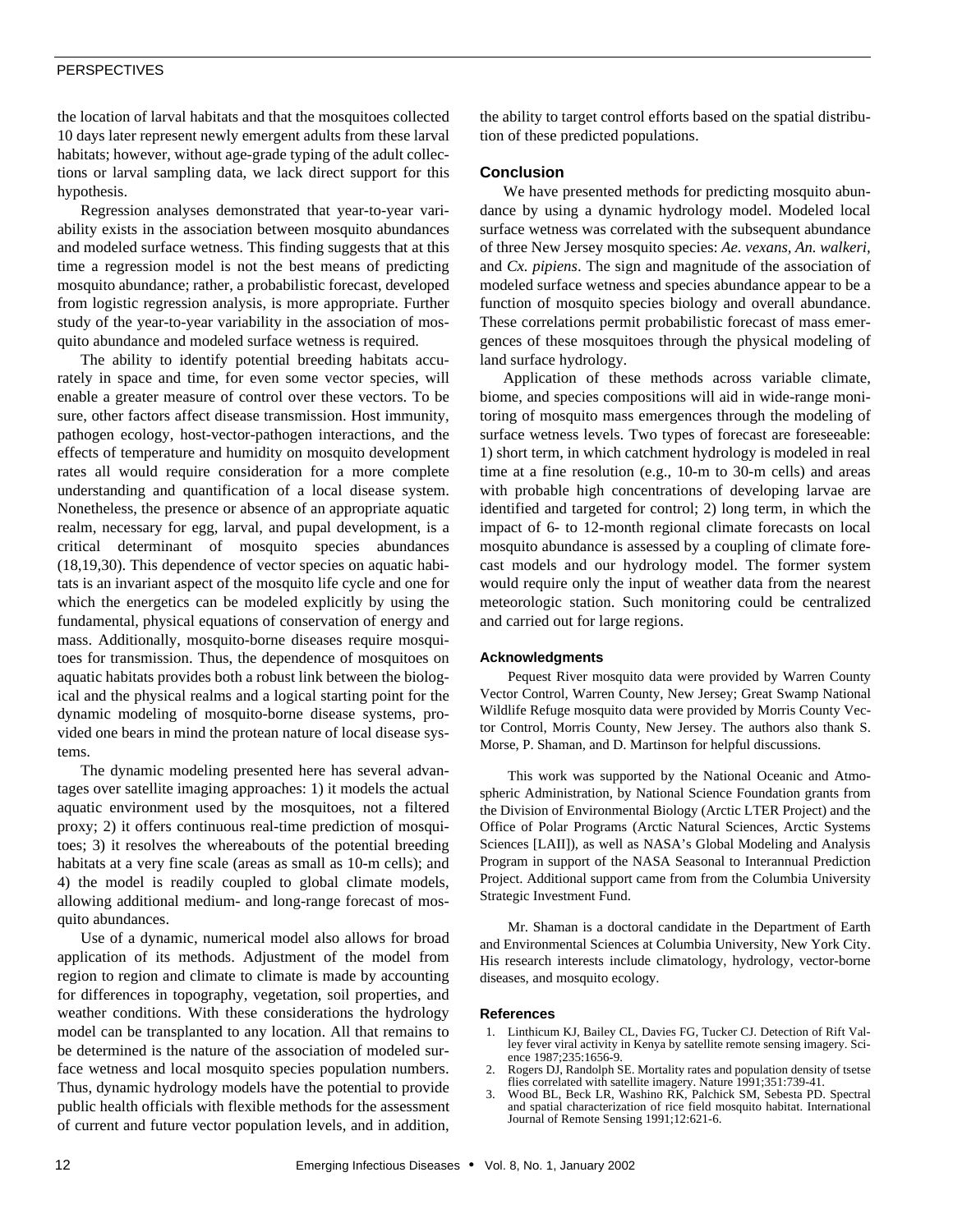the location of larval habitats and that the mosquitoes collected 10 days later represent newly emergent adults from these larval habitats; however, without age-grade typing of the adult collections or larval sampling data, we lack direct support for this hypothesis.

Regression analyses demonstrated that year-to-year variability exists in the association between mosquito abundances and modeled surface wetness. This finding suggests that at this time a regression model is not the best means of predicting mosquito abundance; rather, a probabilistic forecast, developed from logistic regression analysis, is more appropriate. Further study of the year-to-year variability in the association of mosquito abundance and modeled surface wetness is required.

The ability to identify potential breeding habitats accurately in space and time, for even some vector species, will enable a greater measure of control over these vectors. To be sure, other factors affect disease transmission. Host immunity, pathogen ecology, host-vector-pathogen interactions, and the effects of temperature and humidity on mosquito development rates all would require consideration for a more complete understanding and quantification of a local disease system. Nonetheless, the presence or absence of an appropriate aquatic realm, necessary for egg, larval, and pupal development, is a critical determinant of mosquito species abundances (18,19,30). This dependence of vector species on aquatic habitats is an invariant aspect of the mosquito life cycle and one for which the energetics can be modeled explicitly by using the fundamental, physical equations of conservation of energy and mass. Additionally, mosquito-borne diseases require mosquitoes for transmission. Thus, the dependence of mosquitoes on aquatic habitats provides both a robust link between the biological and the physical realms and a logical starting point for the dynamic modeling of mosquito-borne disease systems, provided one bears in mind the protean nature of local disease systems.

The dynamic modeling presented here has several advantages over satellite imaging approaches: 1) it models the actual aquatic environment used by the mosquitoes, not a filtered proxy; 2) it offers continuous real-time prediction of mosquitoes; 3) it resolves the whereabouts of the potential breeding habitats at a very fine scale (areas as small as 10-m cells); and 4) the model is readily coupled to global climate models, allowing additional medium- and long-range forecast of mosquito abundances.

Use of a dynamic, numerical model also allows for broad application of its methods. Adjustment of the model from region to region and climate to climate is made by accounting for differences in topography, vegetation, soil properties, and weather conditions. With these considerations the hydrology model can be transplanted to any location. All that remains to be determined is the nature of the association of modeled surface wetness and local mosquito species population numbers. Thus, dynamic hydrology models have the potential to provide public health officials with flexible methods for the assessment of current and future vector population levels, and in addition, the ability to target control efforts based on the spatial distribution of these predicted populations.

## Conclusion

We have presented methods for predicting mosquito abundance by using a dynamic hydrology model. Modeled local surface wetness was correlated with the subsequent abundance of three New Jersey mosquito species: *Ae. vexans, An. walkeri,* and *Cx. pipiens*. The sign and magnitude of the association of modeled surface wetness and species abundance appear to be a function of mosquito species biology and overall abundance. These correlations permit probabilistic forecast of mass emergences of these mosquitoes through the physical modeling of land surface hydrology.

Application of these methods across variable climate, biome, and species compositions will aid in wide-range monitoring of mosquito mass emergences through the modeling of surface wetness levels. Two types of forecast are foreseeable: 1) short term, in which catchment hydrology is modeled in real time at a fine resolution (e.g., 10-m to 30-m cells) and areas with probable high concentrations of developing larvae are identified and targeted for control; 2) long term, in which the impact of 6- to 12-month regional climate forecasts on local mosquito abundance is assessed by a coupling of climate forecast models and our hydrology model. The former system would require only the input of weather data from the nearest meteorologic station. Such monitoring could be centralized and carried out for large regions.

### Acknowledgments

Pequest River mosquito data were provided by Warren County Vector Control, Warren County, New Jersey; Great Swamp National Wildlife Refuge mosquito data were provided by Morris County Vector Control, Morris County, New Jersey. The authors also thank S. Morse, P. Shaman, and D. Martinson for helpful discussions.

This work was supported by the National Oceanic and Atmospheric Administration, by National Science Foundation grants from the Division of Environmental Biology (Arctic LTER Project) and the Office of Polar Programs (Arctic Natural Sciences, Arctic Systems Sciences [LAII]), as well as NASA's Global Modeling and Analysis Program in support of the NASA Seasonal to Interannual Prediction Project. Additional support came from from the Columbia University Strategic Investment Fund.

Mr. Shaman is a doctoral candidate in the Department of Earth and Environmental Sciences at Columbia University, New York City. His research interests include climatology, hydrology, vector-borne diseases, and mosquito ecology.

### References

1. Linthicum KJ, Bailey CL, Davies FG, Tucker CJ. Detection of Rift Valley fever viral activity in Kenya by satellite remote sensing imagery. Science 1987;235:1656-9.
2. Rogers DJ, Randolph SE. Mortality rates and population density of tsetse flies correlated with satellite imagery. Nature 1991;351:739-41.
3. Wood BL, Beck LR, Washino RK, Palchick SM, Sebesta PD. Spectral and spatial characterization of rice field mosquito habitat. International Journal of Remote Sensing 1991;12:621-6.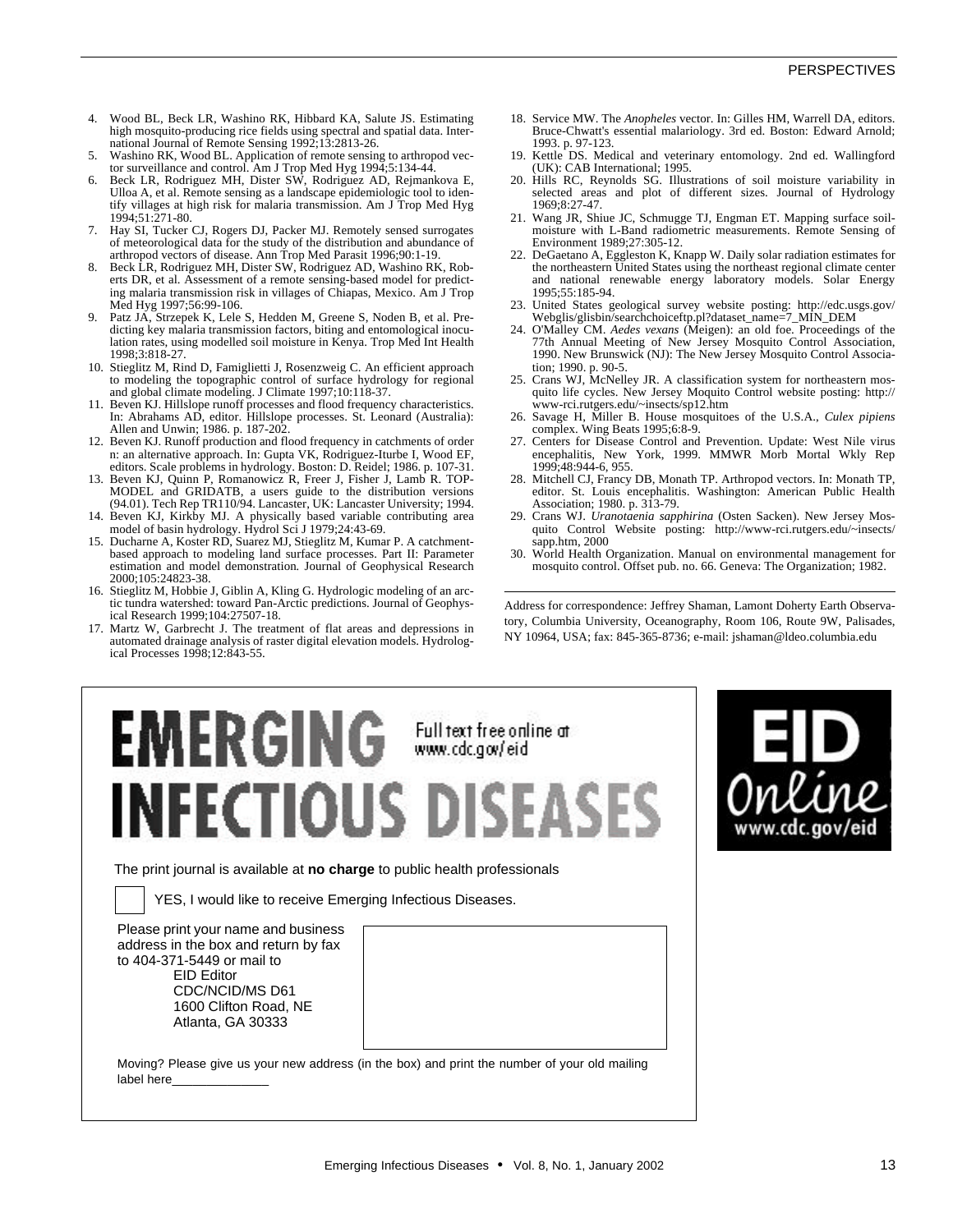4. Wood BL, Beck LR, Washino RK, Hibbard KA, Salute JS. Estimating high mosquito-producing rice fields using spectral and spatial data. International Journal of Remote Sensing 1992;13:2813-26.
5. Washino RK, Wood BL. Application of remote sensing to arthropod vector surveillance and control. Am J Trop Med Hyg 1994;5:134-44.
6. Beck LR, Rodriguez MH, Dister SW, Rodriguez AD, Rejmankova E, Ulloa A, et al. Remote sensing as a landscape epidemiologic tool to identify villages at high risk for malaria transmission. Am J Trop Med Hyg 1994;51:271-80.
7. Hay SI, Tucker CJ, Rogers DJ, Packer MJ. Remotely sensed surrogates of meteorological data for the study of the distribution and abundance of arthropod vectors of disease. Ann Trop Med Parasit 1996;90:1-19.
8. Beck LR, Rodriguez MH, Dister SW, Rodriguez AD, Washino RK, Roberts DR, et al. Assessment of a remote sensing-based model for predicting malaria transmission risk in villages of Chiapas, Mexico. Am J Trop Med Hyg 1997;56:99-106.
9. Patz JA, Strzepek K, Lele S, Hedden M, Greene S, Noden B, et al. Predicting key malaria transmission factors, biting and entomological inoculation rates, using modelled soil moisture in Kenya. Trop Med Int Health 1998;3:818-27.
10. Stieglitz M, Rind D, Famiglietti J, Rosenzweig C. An efficient approach to modeling the topographic control of surface hydrology for regional and global climate modeling. J Climate 1997;10:118-37.
11. Beven KJ. Hillslope runoff processes and flood frequency characteristics. In: Abrahams AD, editor. Hillslope processes. St. Leonard (Australia): Allen and Unwin; 1986. p. 187-202.
12. Beven KJ. Runoff production and flood frequency in catchments of order n: an alternative approach. In: Gupta VK, Rodriguez-Iturbe I, Wood EF, editors. Scale problems in hydrology. Boston: D. Reidel; 1986. p. 107-31.
13. Beven KJ, Quinn P, Romanowicz R, Freer J, Fisher J, Lamb R. TOPMODEL and GRIDATB, a users guide to the distribution versions (94.01). Tech Rep TR110/94. Lancaster, UK: Lancaster University; 1994.
14. Beven KJ, Kirkby MJ. A physically based variable contributing area model of basin hydrology. Hydrol Sci J 1979;24:43-69.
15. Ducharne A, Koster RD, Suarez MJ, Stieglitz M, Kumar P. A catchment-based approach to modeling land surface processes. Part II: Parameter estimation and model demonstration. Journal of Geophysical Research 2000;105:24823-38.
16. Stieglitz M, Hobbie J, Giblin A, Kling G. Hydrologic modeling of an arctic tundra watershed: toward Pan-Arctic predictions. Journal of Geophysical Research 1999;104:27507-18.
17. Martz W, Garbrecht J. The treatment of flat areas and depressions in automated drainage analysis of raster digital elevation models. Hydrological Processes 1998;12:843-55.
18. Service MW. The *Anopheles* vector. In: Gilles HM, Warrell DA, editors. Bruce-Chwatt's essential malariology. 3rd ed. Boston: Edward Arnold; 1993. p. 97-123.
19. Kettle DS. Medical and veterinary entomology. 2nd ed. Wallingford (UK): CAB International; 1995.
20. Hills RC, Reynolds SG. Illustrations of soil moisture variability in selected areas and plot of different sizes. Journal of Hydrology 1969;8:27-47.
21. Wang JR, Shiue JC, Schmugge TJ, Engman ET. Mapping surface soil-moisture with L-Band radiometric measurements. Remote Sensing of Environment 1989;27:305-12.
22. DeGaetano A, Eggleston K, Knapp W. Daily solar radiation estimates for the northeastern United States using the northeast regional climate center and national renewable energy laboratory models. Solar Energy 1995;55:185-94.
23. United States geological survey website posting: http://edc.usgs.gov/Webglis/glisbin/searchchoiceftp.pl?dataset_name=7_MIN_DEM
24. O'Malley CM. *Aedes vexans* (Meigen): an old foe. Proceedings of the 77th Annual Meeting of New Jersey Mosquito Control Association, 1990. New Brunswick (NJ): The New Jersey Mosquito Control Association; 1990. p. 90-5.
25. Crans WJ, McNelley JR. A classification system for northeastern mosquito life cycles. New Jersey Moquito Control website posting: http://www-rci.rutgers.edu/~insects/sp12.htm
26. Savage H, Miller B. House mosquitoes of the U.S.A., *Culex pipiens* complex. Wing Beats 1995;6:8-9.
27. Centers for Disease Control and Prevention. Update: West Nile virus encephalitis, New York, 1999. MMWR Morb Mortal Wkly Rep 1999;48:944-6, 955.
28. Mitchell CJ, Francy DB, Monath TP. Arthropod vectors. In: Monath TP, editor. St. Louis encephalitis. Washington: American Public Health Association; 1980. p. 313-79.
29. Crans WJ. *Uranotaenia sapphirina* (Osten Sacken). New Jersey Mosquito Control Website posting: http://www-rci.rutgers.edu/~insects/sapp.htm, 2000
30. World Health Organization. Manual on environmental management for mosquito control. Offset pub. no. 66. Geneva: The Organization; 1982.

---

Address for correspondence: Jeffrey Shaman, Lamont Doherty Earth Observatory, Columbia University, Oceanography, Room 106, Route 9W, Palisades, NY 10964, USA; fax: 845-365-8736; e-mail: jshaman@ldeo.columbia.edu

---

# EMERGING INFECTIOUS DISEASES

Full text free online at www.cdc.gov/eid

The print journal is available at **no charge** to public health professionals

☐ YES, I would like to receive Emerging Infectious Diseases.

Please print your name and business address in the box and return by fax to 404-371-5449 or mail to
EID Editor
CDC/NCID/MS D61
1600 Clifton Road, NE
Atlanta, GA 30333

Moving? Please give us your new address (in the box) and print the number of your old mailing label here_____________

EID Online
www.cdc.gov/eid